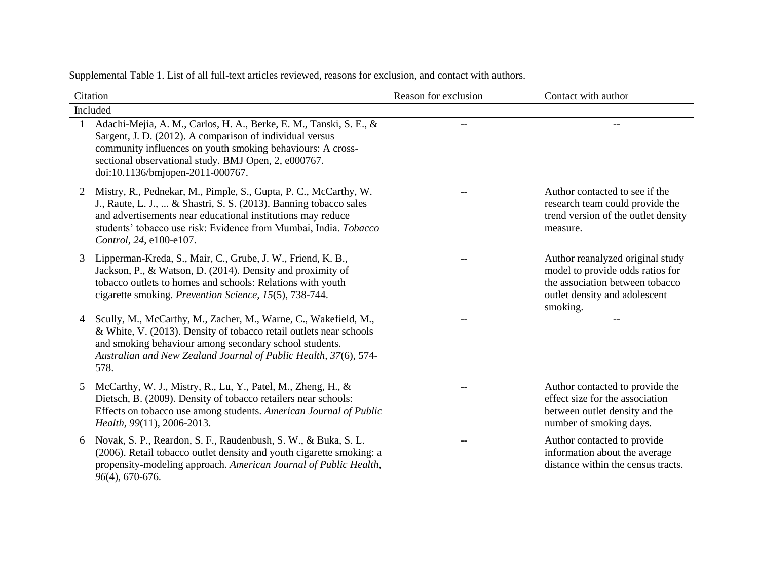Supplemental Table 1. List of all full-text articles reviewed, reasons for exclusion, and contact with authors.

| | Citation | Reason for exclusion | Contact with author |
|---|---|---|---|
| Included | | | |
| 1 | Adachi-Mejia, A. M., Carlos, H. A., Berke, E. M., Tanski, S. E., & Sargent, J. D. (2012). A comparison of individual versus community influences on youth smoking behaviours: A cross-sectional observational study. BMJ Open, 2, e000767. doi:10.1136/bmjopen-2011-000767. | -- | -- |
| 2 | Mistry, R., Pednekar, M., Pimple, S., Gupta, P. C., McCarthy, W. J., Raute, L. J., ... & Shastri, S. S. (2013). Banning tobacco sales and advertisements near educational institutions may reduce students' tobacco use risk: Evidence from Mumbai, India. *Tobacco Control, 24*, e100-e107. | -- | Author contacted to see if the research team could provide the trend version of the outlet density measure. |
| 3 | Lipperman-Kreda, S., Mair, C., Grube, J. W., Friend, K. B., Jackson, P., & Watson, D. (2014). Density and proximity of tobacco outlets to homes and schools: Relations with youth cigarette smoking. *Prevention Science, 15*(5), 738-744. | -- | Author reanalyzed original study model to provide odds ratios for the association between tobacco outlet density and adolescent smoking. |
| 4 | Scully, M., McCarthy, M., Zacher, M., Warne, C., Wakefield, M., & White, V. (2013). Density of tobacco retail outlets near schools and smoking behaviour among secondary school students. *Australian and New Zealand Journal of Public Health, 37*(6), 574-578. | -- | -- |
| 5 | McCarthy, W. J., Mistry, R., Lu, Y., Patel, M., Zheng, H., & Dietsch, B. (2009). Density of tobacco retailers near schools: Effects on tobacco use among students. *American Journal of Public Health, 99*(11), 2006-2013. | -- | Author contacted to provide the effect size for the association between outlet density and the number of smoking days. |
| 6 | Novak, S. P., Reardon, S. F., Raudenbush, S. W., & Buka, S. L. (2006). Retail tobacco outlet density and youth cigarette smoking: a propensity-modeling approach. *American Journal of Public Health, 96*(4), 670-676. | -- | Author contacted to provide information about the average distance within the census tracts. |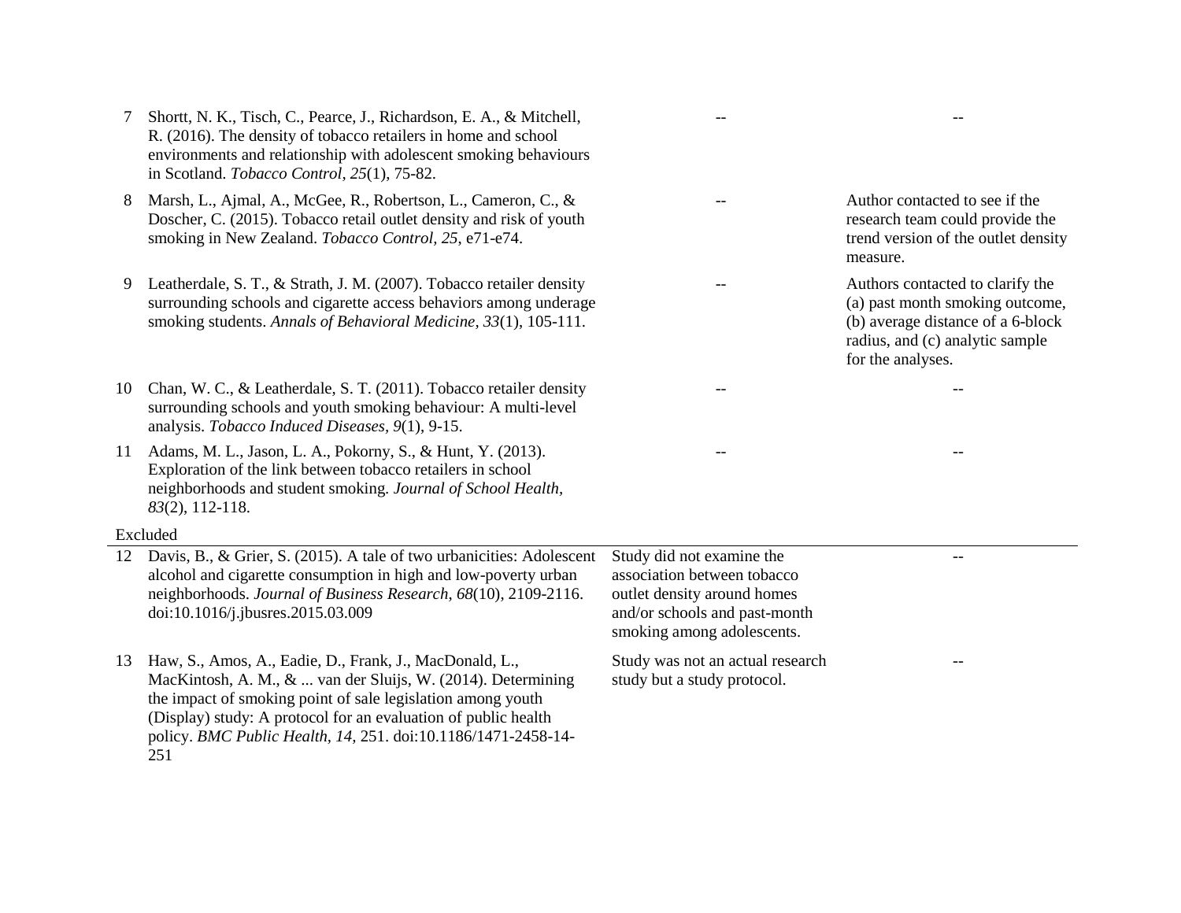| | | | |
|---|---|---|---|
| 7 | Shortt, N. K., Tisch, C., Pearce, J., Richardson, E. A., & Mitchell, R. (2016). The density of tobacco retailers in home and school environments and relationship with adolescent smoking behaviours in Scotland. *Tobacco Control, 25*(1), 75-82. | -- | -- |
| 8 | Marsh, L., Ajmal, A., McGee, R., Robertson, L., Cameron, C., & Doscher, C. (2015). Tobacco retail outlet density and risk of youth smoking in New Zealand. *Tobacco Control, 25*, e71-e74. | -- | Author contacted to see if the research team could provide the trend version of the outlet density measure. |
| 9 | Leatherdale, S. T., & Strath, J. M. (2007). Tobacco retailer density surrounding schools and cigarette access behaviors among underage smoking students. *Annals of Behavioral Medicine, 33*(1), 105-111. | -- | Authors contacted to clarify the (a) past month smoking outcome, (b) average distance of a 6-block radius, and (c) analytic sample for the analyses. |
| 10 | Chan, W. C., & Leatherdale, S. T. (2011). Tobacco retailer density surrounding schools and youth smoking behaviour: A multi-level analysis. *Tobacco Induced Diseases, 9*(1), 9-15. | -- | -- |
| 11 | Adams, M. L., Jason, L. A., Pokorny, S., & Hunt, Y. (2013). Exploration of the link between tobacco retailers in school neighborhoods and student smoking. *Journal of School Health, 83*(2), 112-118. | -- | -- |
| Excluded | | | |
| 12 | Davis, B., & Grier, S. (2015). A tale of two urbanicities: Adolescent alcohol and cigarette consumption in high and low-poverty urban neighborhoods. *Journal of Business Research, 68*(10), 2109-2116. doi:10.1016/j.jbusres.2015.03.009 | Study did not examine the association between tobacco outlet density around homes and/or schools and past-month smoking among adolescents. | -- |
| 13 | Haw, S., Amos, A., Eadie, D., Frank, J., MacDonald, L., MacKintosh, A. M., & ... van der Sluijs, W. (2014). Determining the impact of smoking point of sale legislation among youth (Display) study: A protocol for an evaluation of public health policy. *BMC Public Health, 14,* 251. doi:10.1186/1471-2458-14-251 | Study was not an actual research study but a study protocol. | -- |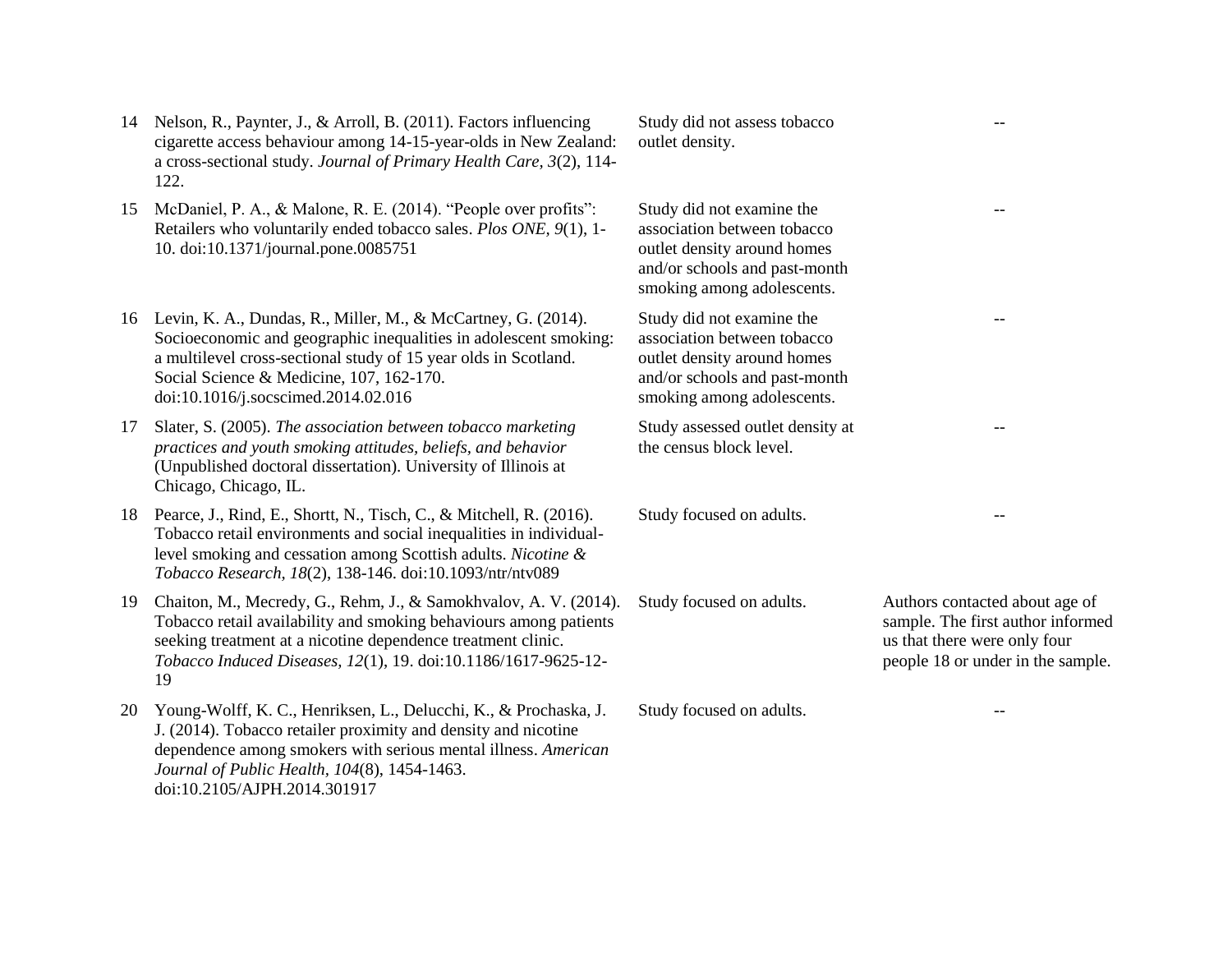| | | | |
|---|---|---|---|
| 14 | Nelson, R., Paynter, J., & Arroll, B. (2011). Factors influencing cigarette access behaviour among 14-15-year-olds in New Zealand: a cross-sectional study. *Journal of Primary Health Care, 3*(2), 114-122. | Study did not assess tobacco outlet density. | -- |
| 15 | McDaniel, P. A., & Malone, R. E. (2014). "People over profits": Retailers who voluntarily ended tobacco sales. *Plos ONE, 9*(1), 1-10. doi:10.1371/journal.pone.0085751 | Study did not examine the association between tobacco outlet density around homes and/or schools and past-month smoking among adolescents. | -- |
| 16 | Levin, K. A., Dundas, R., Miller, M., & McCartney, G. (2014). Socioeconomic and geographic inequalities in adolescent smoking: a multilevel cross-sectional study of 15 year olds in Scotland. Social Science & Medicine, 107, 162-170. doi:10.1016/j.socscimed.2014.02.016 | Study did not examine the association between tobacco outlet density around homes and/or schools and past-month smoking among adolescents. | -- |
| 17 | Slater, S. (2005). *The association between tobacco marketing practices and youth smoking attitudes, beliefs, and behavior* (Unpublished doctoral dissertation). University of Illinois at Chicago, Chicago, IL. | Study assessed outlet density at the census block level. | -- |
| 18 | Pearce, J., Rind, E., Shortt, N., Tisch, C., & Mitchell, R. (2016). Tobacco retail environments and social inequalities in individual-level smoking and cessation among Scottish adults. *Nicotine & Tobacco Research, 18*(2), 138-146. doi:10.1093/ntr/ntv089 | Study focused on adults. | -- |
| 19 | Chaiton, M., Mecredy, G., Rehm, J., & Samokhvalov, A. V. (2014). Tobacco retail availability and smoking behaviours among patients seeking treatment at a nicotine dependence treatment clinic. *Tobacco Induced Diseases, 12*(1), 19. doi:10.1186/1617-9625-12-19 | Study focused on adults. | Authors contacted about age of sample. The first author informed us that there were only four people 18 or under in the sample. |
| 20 | Young-Wolff, K. C., Henriksen, L., Delucchi, K., & Prochaska, J. J. (2014). Tobacco retailer proximity and density and nicotine dependence among smokers with serious mental illness. *American Journal of Public Health, 104*(8), 1454-1463. doi:10.2105/AJPH.2014.301917 | Study focused on adults. | -- |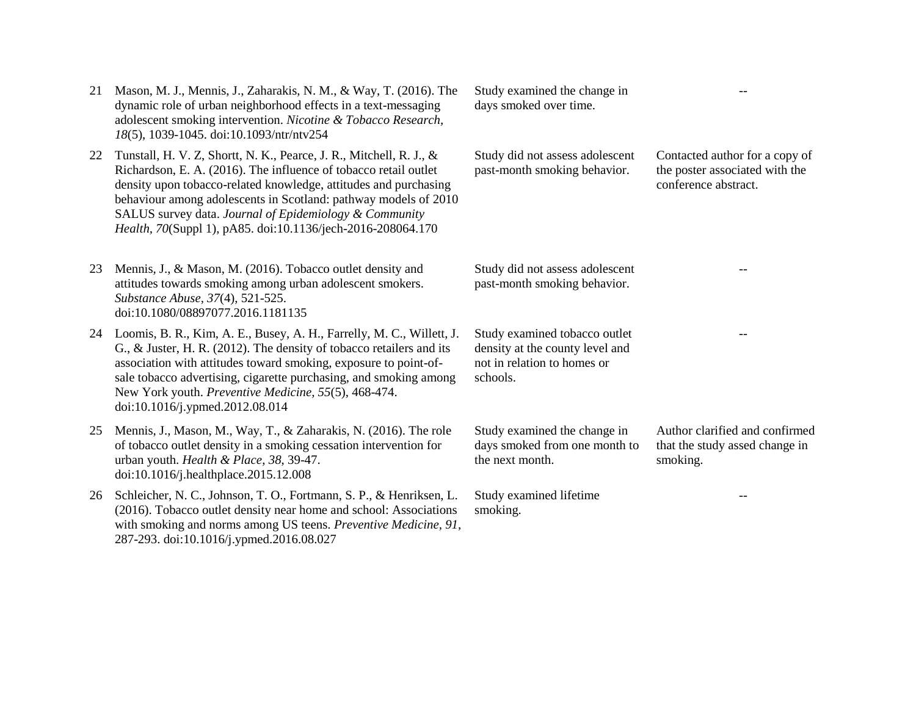| | | | |
|---|---|---|---|
| 21 | Mason, M. J., Mennis, J., Zaharakis, N. M., & Way, T. (2016). The dynamic role of urban neighborhood effects in a text-messaging adolescent smoking intervention. *Nicotine & Tobacco Research, 18*(5), 1039-1045. doi:10.1093/ntr/ntv254 | Study examined the change in days smoked over time. | -- |
| 22 | Tunstall, H. V. Z, Shortt, N. K., Pearce, J. R., Mitchell, R. J., & Richardson, E. A. (2016). The influence of tobacco retail outlet density upon tobacco-related knowledge, attitudes and purchasing behaviour among adolescents in Scotland: pathway models of 2010 SALUS survey data. *Journal of Epidemiology & Community Health*, *70*(Suppl 1), pA85. doi:10.1136/jech-2016-208064.170 | Study did not assess adolescent past-month smoking behavior. | Contacted author for a copy of the poster associated with the conference abstract. |
| 23 | Mennis, J., & Mason, M. (2016). Tobacco outlet density and attitudes towards smoking among urban adolescent smokers. *Substance Abuse, 37*(4), 521-525. doi:10.1080/08897077.2016.1181135 | Study did not assess adolescent past-month smoking behavior. | -- |
| 24 | Loomis, B. R., Kim, A. E., Busey, A. H., Farrelly, M. C., Willett, J. G., & Juster, H. R. (2012). The density of tobacco retailers and its association with attitudes toward smoking, exposure to point-of-sale tobacco advertising, cigarette purchasing, and smoking among New York youth. *Preventive Medicine, 55*(5), 468-474. doi:10.1016/j.ypmed.2012.08.014 | Study examined tobacco outlet density at the county level and not in relation to homes or schools. | -- |
| 25 | Mennis, J., Mason, M., Way, T., & Zaharakis, N. (2016). The role of tobacco outlet density in a smoking cessation intervention for urban youth. *Health & Place*, *38*, 39-47. doi:10.1016/j.healthplace.2015.12.008 | Study examined the change in days smoked from one month to the next month. | Author clarified and confirmed that the study assed change in smoking. |
| 26 | Schleicher, N. C., Johnson, T. O., Fortmann, S. P., & Henriksen, L. (2016). Tobacco outlet density near home and school: Associations with smoking and norms among US teens. *Preventive Medicine*, *91*, 287-293. doi:10.1016/j.ypmed.2016.08.027 | Study examined lifetime smoking. | -- |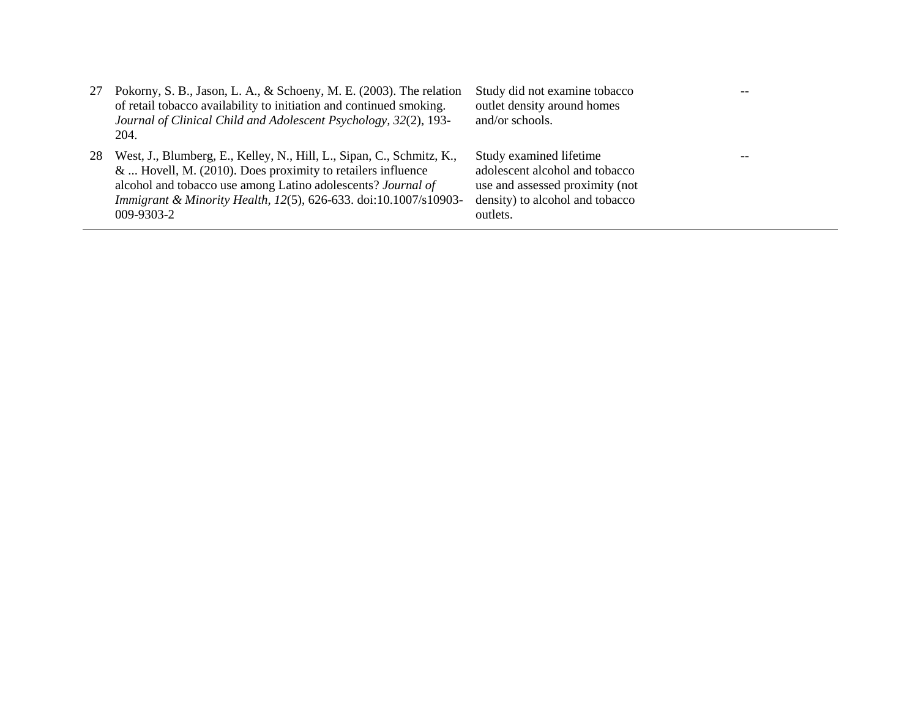| | | | |
|---|---|---|---|
| 27 | Pokorny, S. B., Jason, L. A., & Schoeny, M. E. (2003). The relation of retail tobacco availability to initiation and continued smoking. *Journal of Clinical Child and Adolescent Psychology, 32*(2), 193-204. | Study did not examine tobacco outlet density around homes and/or schools. | -- |
| 28 | West, J., Blumberg, E., Kelley, N., Hill, L., Sipan, C., Schmitz, K., & ... Hovell, M. (2010). Does proximity to retailers influence alcohol and tobacco use among Latino adolescents? *Journal of Immigrant & Minority Health, 12*(5), 626-633. doi:10.1007/s10903-009-9303-2 | Study examined lifetime adolescent alcohol and tobacco use and assessed proximity (not density) to alcohol and tobacco outlets. | -- |